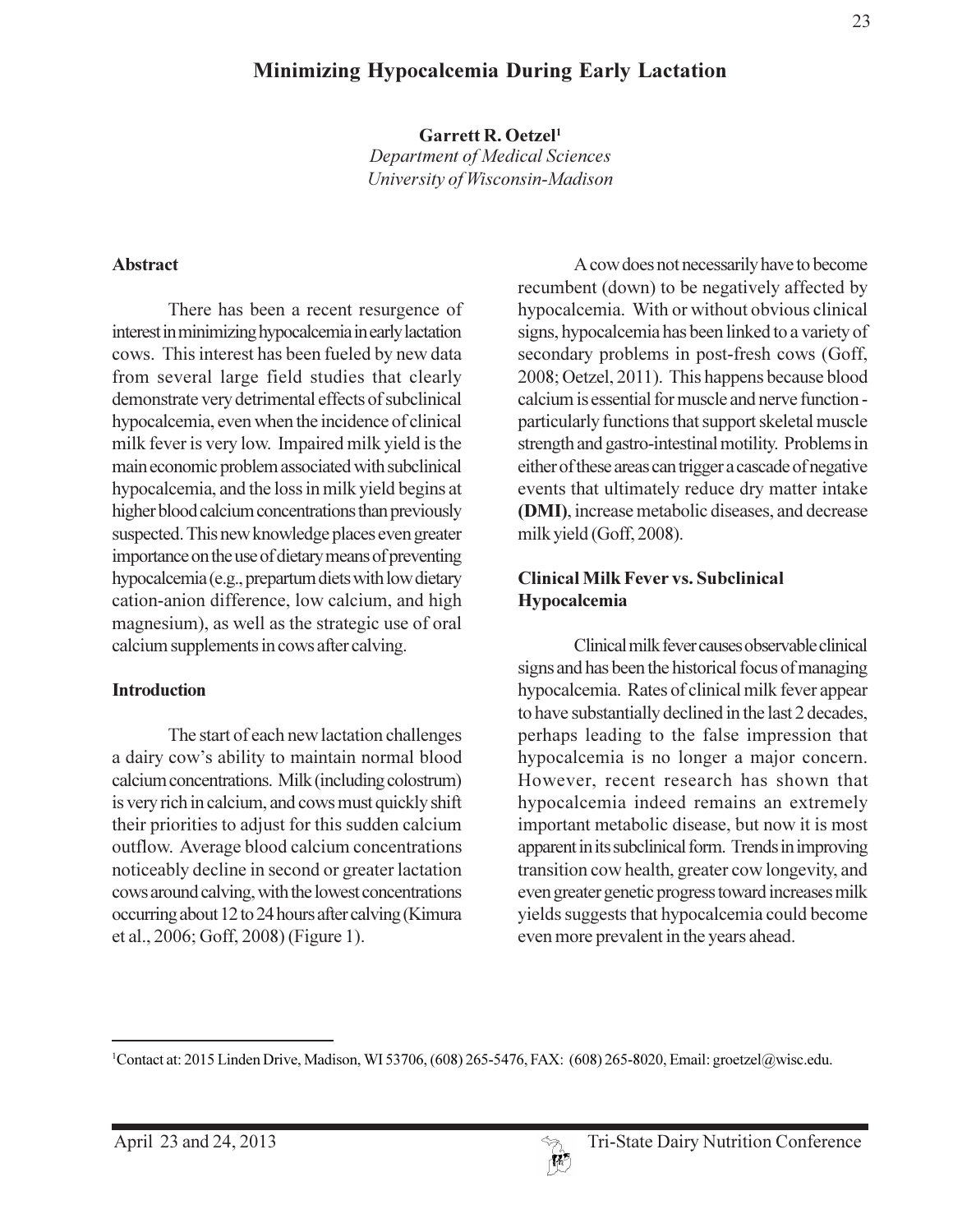# Minimizing Hypocalcemia During Early Lactation

**Garrett R. Oetzel**[1]

*Department of Medical Sciences*
*University of Wisconsin-Madison*

## Abstract

There has been a recent resurgence of interest in minimizing hypocalcemia in early lactation cows. This interest has been fueled by new data from several large field studies that clearly demonstrate very detrimental effects of subclinical hypocalcemia, even when the incidence of clinical milk fever is very low. Impaired milk yield is the main economic problem associated with subclinical hypocalcemia, and the loss in milk yield begins at higher blood calcium concentrations than previously suspected. This new knowledge places even greater importance on the use of dietary means of preventing hypocalcemia (e.g., prepartum diets with low dietary cation-anion difference, low calcium, and high magnesium), as well as the strategic use of oral calcium supplements in cows after calving.

## Introduction

The start of each new lactation challenges a dairy cow's ability to maintain normal blood calcium concentrations. Milk (including colostrum) is very rich in calcium, and cows must quickly shift their priorities to adjust for this sudden calcium outflow. Average blood calcium concentrations noticeably decline in second or greater lactation cows around calving, with the lowest concentrations occurring about 12 to 24 hours after calving (Kimura et al., 2006; Goff, 2008) (Figure 1).

A cow does not necessarily have to become recumbent (down) to be negatively affected by hypocalcemia. With or without obvious clinical signs, hypocalcemia has been linked to a variety of secondary problems in post-fresh cows (Goff, 2008; Oetzel, 2011). This happens because blood calcium is essential for muscle and nerve function - particularly functions that support skeletal muscle strength and gastro-intestinal motility. Problems in either of these areas can trigger a cascade of negative events that ultimately reduce dry matter intake **(DMI)**, increase metabolic diseases, and decrease milk yield (Goff, 2008).

## Clinical Milk Fever vs. Subclinical Hypocalcemia

Clinical milk fever causes observable clinical signs and has been the historical focus of managing hypocalcemia. Rates of clinical milk fever appear to have substantially declined in the last 2 decades, perhaps leading to the false impression that hypocalcemia is no longer a major concern. However, recent research has shown that hypocalcemia indeed remains an extremely important metabolic disease, but now it is most apparent in its subclinical form. Trends in improving transition cow health, greater cow longevity, and even greater genetic progress toward increases milk yields suggests that hypocalcemia could become even more prevalent in the years ahead.

[1]Contact at: 2015 Linden Drive, Madison, WI 53706, (608) 265-5476, FAX: (608) 265-8020, Email: groetzel@wisc.edu.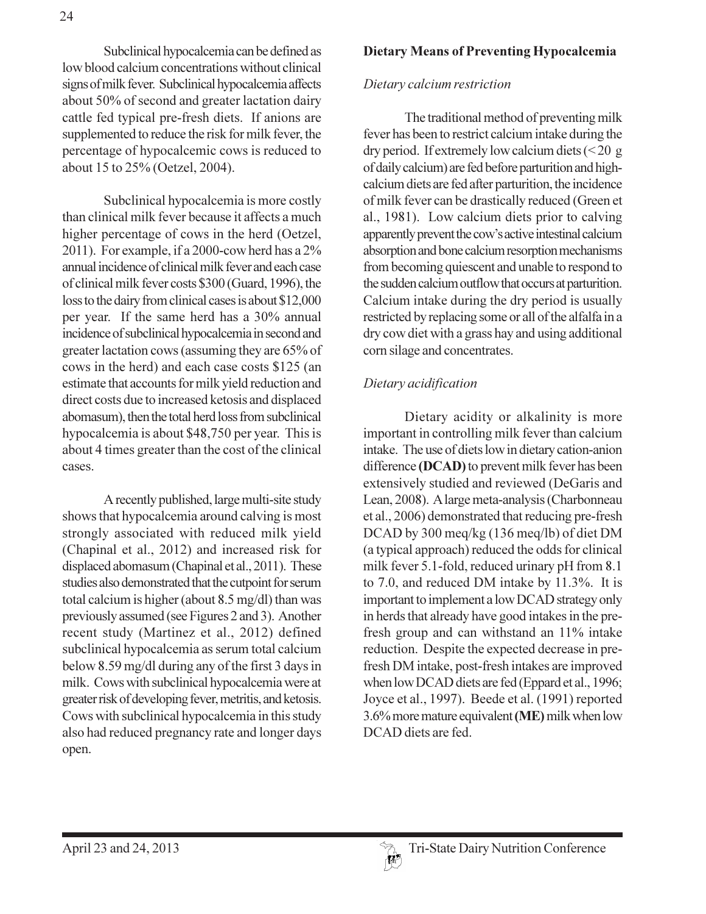Subclinical hypocalcemia can be defined as low blood calcium concentrations without clinical signs of milk fever. Subclinical hypocalcemia affects about 50% of second and greater lactation dairy cattle fed typical pre-fresh diets. If anions are supplemented to reduce the risk for milk fever, the percentage of hypocalcemic cows is reduced to about 15 to 25% (Oetzel, 2004).

Subclinical hypocalcemia is more costly than clinical milk fever because it affects a much higher percentage of cows in the herd (Oetzel, 2011). For example, if a 2000-cow herd has a 2% annual incidence of clinical milk fever and each case of clinical milk fever costs $300 (Guard, 1996), the loss to the dairy from clinical cases is about $12,000 per year. If the same herd has a 30% annual incidence of subclinical hypocalcemia in second and greater lactation cows (assuming they are 65% of cows in the herd) and each case costs $125 (an estimate that accounts for milk yield reduction and direct costs due to increased ketosis and displaced abomasum), then the total herd loss from subclinical hypocalcemia is about $48,750 per year. This is about 4 times greater than the cost of the clinical cases.

A recently published, large multi-site study shows that hypocalcemia around calving is most strongly associated with reduced milk yield (Chapinal et al., 2012) and increased risk for displaced abomasum (Chapinal et al., 2011). These studies also demonstrated that the cutpoint for serum total calcium is higher (about 8.5 mg/dl) than was previously assumed (see Figures 2 and 3). Another recent study (Martinez et al., 2012) defined subclinical hypocalcemia as serum total calcium below 8.59 mg/dl during any of the first 3 days in milk. Cows with subclinical hypocalcemia were at greater risk of developing fever, metritis, and ketosis. Cows with subclinical hypocalcemia in this study also had reduced pregnancy rate and longer days open.

## Dietary Means of Preventing Hypocalcemia

### *Dietary calcium restriction*

The traditional method of preventing milk fever has been to restrict calcium intake during the dry period. If extremely low calcium diets (< 20 g of daily calcium) are fed before parturition and high-calcium diets are fed after parturition, the incidence of milk fever can be drastically reduced (Green et al., 1981). Low calcium diets prior to calving apparently prevent the cow's active intestinal calcium absorption and bone calcium resorption mechanisms from becoming quiescent and unable to respond to the sudden calcium outflow that occurs at parturition. Calcium intake during the dry period is usually restricted by replacing some or all of the alfalfa in a dry cow diet with a grass hay and using additional corn silage and concentrates.

### *Dietary acidification*

Dietary acidity or alkalinity is more important in controlling milk fever than calcium intake. The use of diets low in dietary cation-anion difference **(DCAD)** to prevent milk fever has been extensively studied and reviewed (DeGaris and Lean, 2008). A large meta-analysis (Charbonneau et al., 2006) demonstrated that reducing pre-fresh DCAD by 300 meq/kg (136 meq/lb) of diet DM (a typical approach) reduced the odds for clinical milk fever 5.1-fold, reduced urinary pH from 8.1 to 7.0, and reduced DM intake by 11.3%. It is important to implement a low DCAD strategy only in herds that already have good intakes in the pre-fresh group and can withstand an 11% intake reduction. Despite the expected decrease in pre-fresh DM intake, post-fresh intakes are improved when low DCAD diets are fed (Eppard et al., 1996; Joyce et al., 1997). Beede et al. (1991) reported 3.6% more mature equivalent **(ME)** milk when low DCAD diets are fed.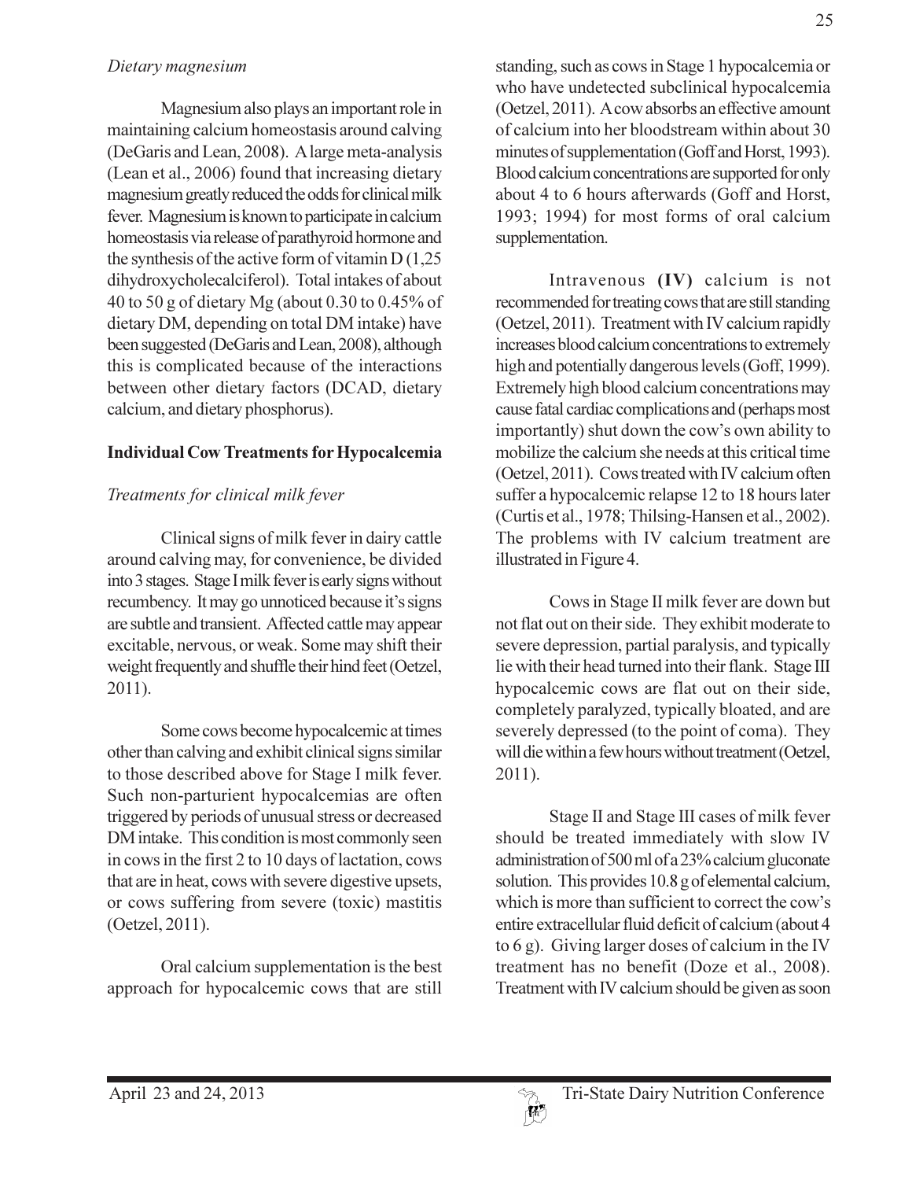*Dietary magnesium*

Magnesium also plays an important role in maintaining calcium homeostasis around calving (DeGaris and Lean, 2008). A large meta-analysis (Lean et al., 2006) found that increasing dietary magnesium greatly reduced the odds for clinical milk fever. Magnesium is known to participate in calcium homeostasis via release of parathyroid hormone and the synthesis of the active form of vitamin D (1,25 dihydroxycholecalciferol). Total intakes of about 40 to 50 g of dietary Mg (about 0.30 to 0.45% of dietary DM, depending on total DM intake) have been suggested (DeGaris and Lean, 2008), although this is complicated because of the interactions between other dietary factors (DCAD, dietary calcium, and dietary phosphorus).

## Individual Cow Treatments for Hypocalcemia

*Treatments for clinical milk fever*

Clinical signs of milk fever in dairy cattle around calving may, for convenience, be divided into 3 stages. Stage I milk fever is early signs without recumbency. It may go unnoticed because it's signs are subtle and transient. Affected cattle may appear excitable, nervous, or weak. Some may shift their weight frequently and shuffle their hind feet (Oetzel, 2011).

Some cows become hypocalcemic at times other than calving and exhibit clinical signs similar to those described above for Stage I milk fever. Such non-parturient hypocalcemias are often triggered by periods of unusual stress or decreased DM intake. This condition is most commonly seen in cows in the first 2 to 10 days of lactation, cows that are in heat, cows with severe digestive upsets, or cows suffering from severe (toxic) mastitis (Oetzel, 2011).

Oral calcium supplementation is the best approach for hypocalcemic cows that are still standing, such as cows in Stage 1 hypocalcemia or who have undetected subclinical hypocalcemia (Oetzel, 2011). A cow absorbs an effective amount of calcium into her bloodstream within about 30 minutes of supplementation (Goff and Horst, 1993). Blood calcium concentrations are supported for only about 4 to 6 hours afterwards (Goff and Horst, 1993; 1994) for most forms of oral calcium supplementation.

Intravenous **(IV)** calcium is not recommended for treating cows that are still standing (Oetzel, 2011). Treatment with IV calcium rapidly increases blood calcium concentrations to extremely high and potentially dangerous levels (Goff, 1999). Extremely high blood calcium concentrations may cause fatal cardiac complications and (perhaps most importantly) shut down the cow's own ability to mobilize the calcium she needs at this critical time (Oetzel, 2011). Cows treated with IV calcium often suffer a hypocalcemic relapse 12 to 18 hours later (Curtis et al., 1978; Thilsing-Hansen et al., 2002). The problems with IV calcium treatment are illustrated in Figure 4.

Cows in Stage II milk fever are down but not flat out on their side. They exhibit moderate to severe depression, partial paralysis, and typically lie with their head turned into their flank. Stage III hypocalcemic cows are flat out on their side, completely paralyzed, typically bloated, and are severely depressed (to the point of coma). They will die within a few hours without treatment (Oetzel, 2011).

Stage II and Stage III cases of milk fever should be treated immediately with slow IV administration of 500 ml of a 23% calcium gluconate solution. This provides 10.8 g of elemental calcium, which is more than sufficient to correct the cow's entire extracellular fluid deficit of calcium (about 4 to 6 g). Giving larger doses of calcium in the IV treatment has no benefit (Doze et al., 2008). Treatment with IV calcium should be given as soon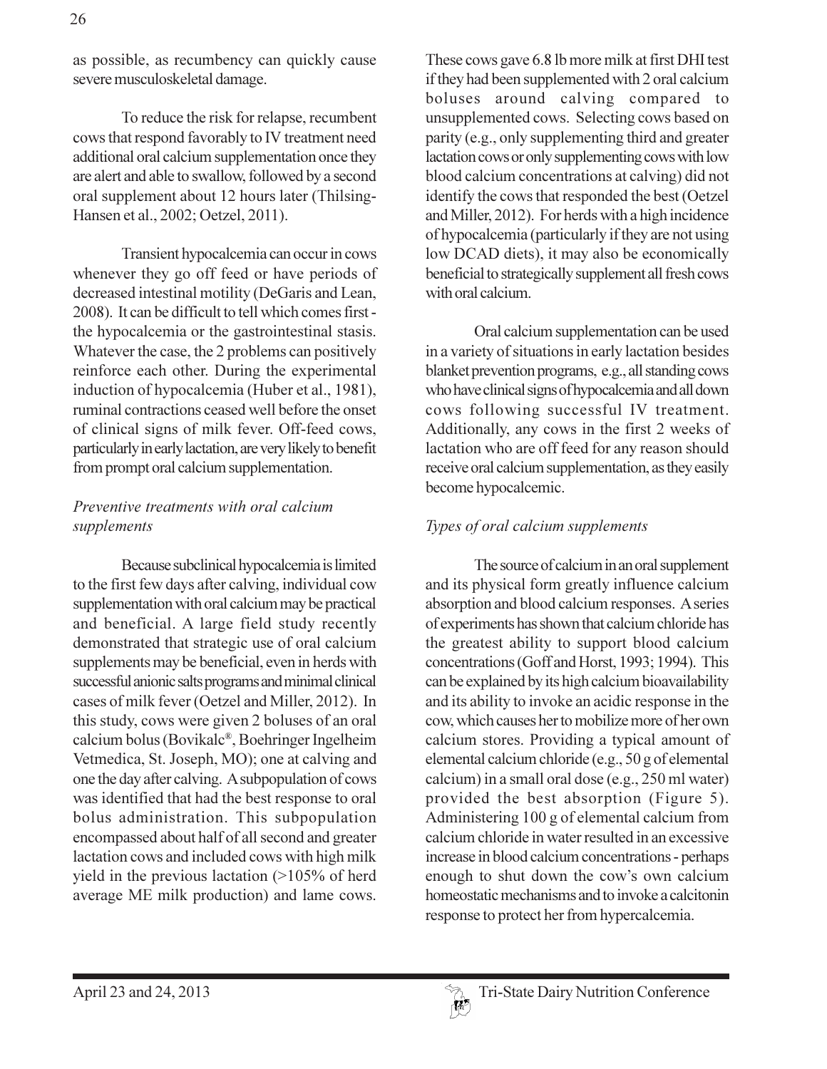as possible, as recumbency can quickly cause severe musculoskeletal damage.

To reduce the risk for relapse, recumbent cows that respond favorably to IV treatment need additional oral calcium supplementation once they are alert and able to swallow, followed by a second oral supplement about 12 hours later (Thilsing-Hansen et al., 2002; Oetzel, 2011).

Transient hypocalcemia can occur in cows whenever they go off feed or have periods of decreased intestinal motility (DeGaris and Lean, 2008). It can be difficult to tell which comes first - the hypocalcemia or the gastrointestinal stasis. Whatever the case, the 2 problems can positively reinforce each other. During the experimental induction of hypocalcemia (Huber et al., 1981), ruminal contractions ceased well before the onset of clinical signs of milk fever. Off-feed cows, particularly in early lactation, are very likely to benefit from prompt oral calcium supplementation.

### *Preventive treatments with oral calcium supplements*

Because subclinical hypocalcemia is limited to the first few days after calving, individual cow supplementation with oral calcium may be practical and beneficial. A large field study recently demonstrated that strategic use of oral calcium supplements may be beneficial, even in herds with successful anionic salts programs and minimal clinical cases of milk fever (Oetzel and Miller, 2012). In this study, cows were given 2 boluses of an oral calcium bolus (Bovikalc®, Boehringer Ingelheim Vetmedica, St. Joseph, MO); one at calving and one the day after calving. A subpopulation of cows was identified that had the best response to oral bolus administration. This subpopulation encompassed about half of all second and greater lactation cows and included cows with high milk yield in the previous lactation (>105% of herd average ME milk production) and lame cows. These cows gave 6.8 lb more milk at first DHI test if they had been supplemented with 2 oral calcium boluses around calving compared to unsupplemented cows. Selecting cows based on parity (e.g., only supplementing third and greater lactation cows or only supplementing cows with low blood calcium concentrations at calving) did not identify the cows that responded the best (Oetzel and Miller, 2012). For herds with a high incidence of hypocalcemia (particularly if they are not using low DCAD diets), it may also be economically beneficial to strategically supplement all fresh cows with oral calcium.

Oral calcium supplementation can be used in a variety of situations in early lactation besides blanket prevention programs, e.g., all standing cows who have clinical signs of hypocalcemia and all down cows following successful IV treatment. Additionally, any cows in the first 2 weeks of lactation who are off feed for any reason should receive oral calcium supplementation, as they easily become hypocalcemic.

### *Types of oral calcium supplements*

The source of calcium in an oral supplement and its physical form greatly influence calcium absorption and blood calcium responses. A series of experiments has shown that calcium chloride has the greatest ability to support blood calcium concentrations (Goff and Horst, 1993; 1994). This can be explained by its high calcium bioavailability and its ability to invoke an acidic response in the cow, which causes her to mobilize more of her own calcium stores. Providing a typical amount of elemental calcium chloride (e.g., 50 g of elemental calcium) in a small oral dose (e.g., 250 ml water) provided the best absorption (Figure 5). Administering 100 g of elemental calcium from calcium chloride in water resulted in an excessive increase in blood calcium concentrations - perhaps enough to shut down the cow's own calcium homeostatic mechanisms and to invoke a calcitonin response to protect her from hypercalcemia.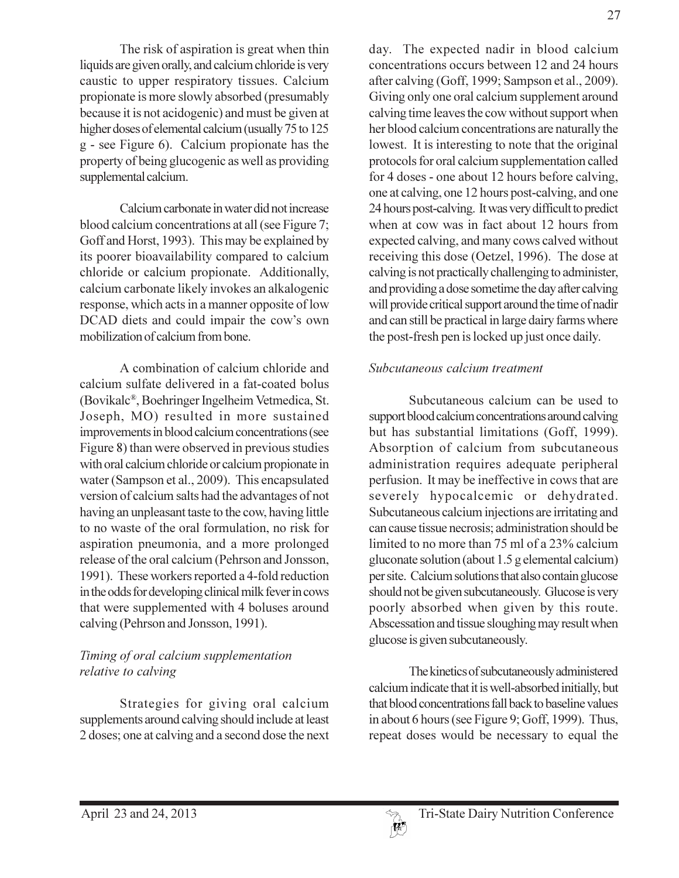The risk of aspiration is great when thin liquids are given orally, and calcium chloride is very caustic to upper respiratory tissues. Calcium propionate is more slowly absorbed (presumably because it is not acidogenic) and must be given at higher doses of elemental calcium (usually 75 to 125 g - see Figure 6). Calcium propionate has the property of being glucogenic as well as providing supplemental calcium.

Calcium carbonate in water did not increase blood calcium concentrations at all (see Figure 7; Goff and Horst, 1993). This may be explained by its poorer bioavailability compared to calcium chloride or calcium propionate. Additionally, calcium carbonate likely invokes an alkalogenic response, which acts in a manner opposite of low DCAD diets and could impair the cow's own mobilization of calcium from bone.

A combination of calcium chloride and calcium sulfate delivered in a fat-coated bolus (Bovikalc®, Boehringer Ingelheim Vetmedica, St. Joseph, MO) resulted in more sustained improvements in blood calcium concentrations (see Figure 8) than were observed in previous studies with oral calcium chloride or calcium propionate in water (Sampson et al., 2009). This encapsulated version of calcium salts had the advantages of not having an unpleasant taste to the cow, having little to no waste of the oral formulation, no risk for aspiration pneumonia, and a more prolonged release of the oral calcium (Pehrson and Jonsson, 1991). These workers reported a 4-fold reduction in the odds for developing clinical milk fever in cows that were supplemented with 4 boluses around calving (Pehrson and Jonsson, 1991).

### *Timing of oral calcium supplementation relative to calving*

Strategies for giving oral calcium supplements around calving should include at least 2 doses; one at calving and a second dose the next day. The expected nadir in blood calcium concentrations occurs between 12 and 24 hours after calving (Goff, 1999; Sampson et al., 2009). Giving only one oral calcium supplement around calving time leaves the cow without support when her blood calcium concentrations are naturally the lowest. It is interesting to note that the original protocols for oral calcium supplementation called for 4 doses - one about 12 hours before calving, one at calving, one 12 hours post-calving, and one 24 hours post-calving. It was very difficult to predict when at cow was in fact about 12 hours from expected calving, and many cows calved without receiving this dose (Oetzel, 1996). The dose at calving is not practically challenging to administer, and providing a dose sometime the day after calving will provide critical support around the time of nadir and can still be practical in large dairy farms where the post-fresh pen is locked up just once daily.

### *Subcutaneous calcium treatment*

Subcutaneous calcium can be used to support blood calcium concentrations around calving but has substantial limitations (Goff, 1999). Absorption of calcium from subcutaneous administration requires adequate peripheral perfusion. It may be ineffective in cows that are severely hypocalcemic or dehydrated. Subcutaneous calcium injections are irritating and can cause tissue necrosis; administration should be limited to no more than 75 ml of a 23% calcium gluconate solution (about 1.5 g elemental calcium) per site. Calcium solutions that also contain glucose should not be given subcutaneously. Glucose is very poorly absorbed when given by this route. Abscessation and tissue sloughing may result when glucose is given subcutaneously.

The kinetics of subcutaneously administered calcium indicate that it is well-absorbed initially, but that blood concentrations fall back to baseline values in about 6 hours (see Figure 9; Goff, 1999). Thus, repeat doses would be necessary to equal the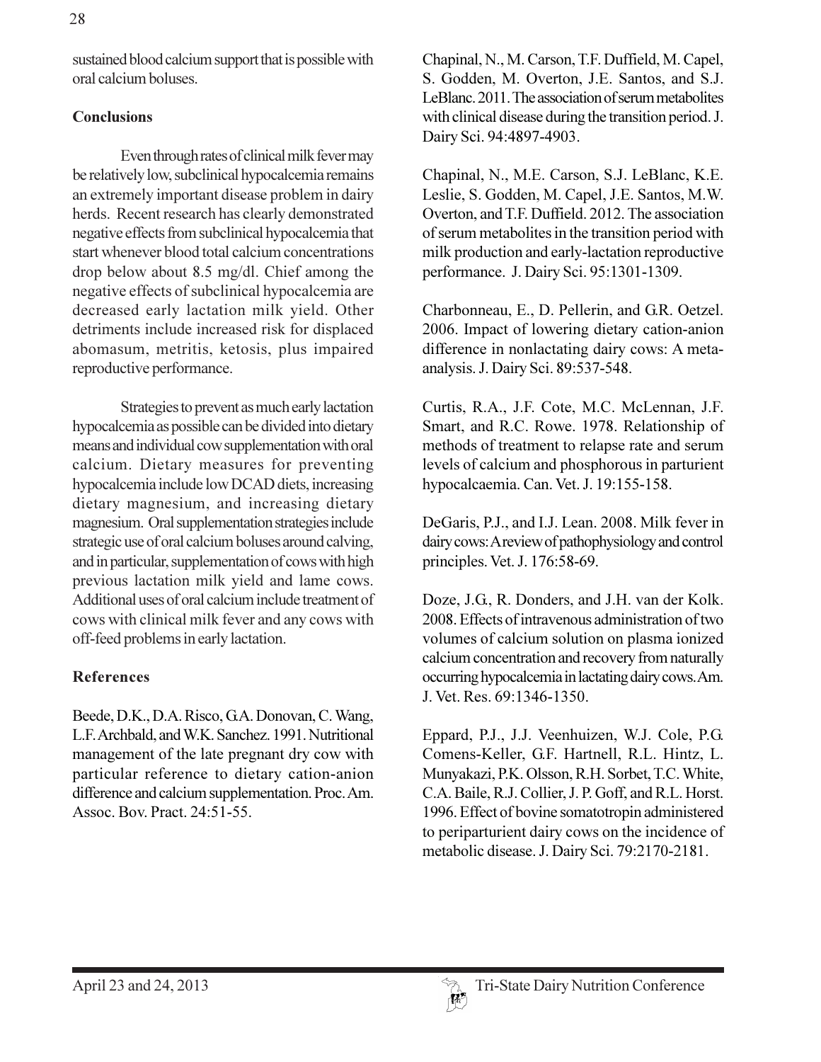sustained blood calcium support that is possible with oral calcium boluses.

## Conclusions

Even through rates of clinical milk fever may be relatively low, subclinical hypocalcemia remains an extremely important disease problem in dairy herds. Recent research has clearly demonstrated negative effects from subclinical hypocalcemia that start whenever blood total calcium concentrations drop below about 8.5 mg/dl. Chief among the negative effects of subclinical hypocalcemia are decreased early lactation milk yield. Other detriments include increased risk for displaced abomasum, metritis, ketosis, plus impaired reproductive performance.

Strategies to prevent as much early lactation hypocalcemia as possible can be divided into dietary means and individual cow supplementation with oral calcium. Dietary measures for preventing hypocalcemia include low DCAD diets, increasing dietary magnesium, and increasing dietary magnesium. Oral supplementation strategies include strategic use of oral calcium boluses around calving, and in particular, supplementation of cows with high previous lactation milk yield and lame cows. Additional uses of oral calcium include treatment of cows with clinical milk fever and any cows with off-feed problems in early lactation.

## References

Beede, D.K., D.A. Risco, G.A. Donovan, C. Wang, L.F. Archbald, and W.K. Sanchez. 1991. Nutritional management of the late pregnant dry cow with particular reference to dietary cation-anion difference and calcium supplementation. Proc. Am. Assoc. Bov. Pract. 24:51-55.

Chapinal, N., M. Carson, T.F. Duffield, M. Capel, S. Godden, M. Overton, J.E. Santos, and S.J. LeBlanc. 2011. The association of serum metabolites with clinical disease during the transition period. J. Dairy Sci. 94:4897-4903.

Chapinal, N., M.E. Carson, S.J. LeBlanc, K.E. Leslie, S. Godden, M. Capel, J.E. Santos, M.W. Overton, and T.F. Duffield. 2012. The association of serum metabolites in the transition period with milk production and early-lactation reproductive performance. J. Dairy Sci. 95:1301-1309.

Charbonneau, E., D. Pellerin, and G.R. Oetzel. 2006. Impact of lowering dietary cation-anion difference in nonlactating dairy cows: A meta-analysis. J. Dairy Sci. 89:537-548.

Curtis, R.A., J.F. Cote, M.C. McLennan, J.F. Smart, and R.C. Rowe. 1978. Relationship of methods of treatment to relapse rate and serum levels of calcium and phosphorous in parturient hypocalcaemia. Can. Vet. J. 19:155-158.

DeGaris, P.J., and I.J. Lean. 2008. Milk fever in dairy cows: A review of pathophysiology and control principles. Vet. J. 176:58-69.

Doze, J.G., R. Donders, and J.H. van der Kolk. 2008. Effects of intravenous administration of two volumes of calcium solution on plasma ionized calcium concentration and recovery from naturally occurring hypocalcemia in lactating dairy cows. Am. J. Vet. Res. 69:1346-1350.

Eppard, P.J., J.J. Veenhuizen, W.J. Cole, P.G. Comens-Keller, G.F. Hartnell, R.L. Hintz, L. Munyakazi, P.K. Olsson, R.H. Sorbet, T.C. White, C.A. Baile, R.J. Collier, J. P. Goff, and R.L. Horst. 1996. Effect of bovine somatotropin administered to periparturient dairy cows on the incidence of metabolic disease. J. Dairy Sci. 79:2170-2181.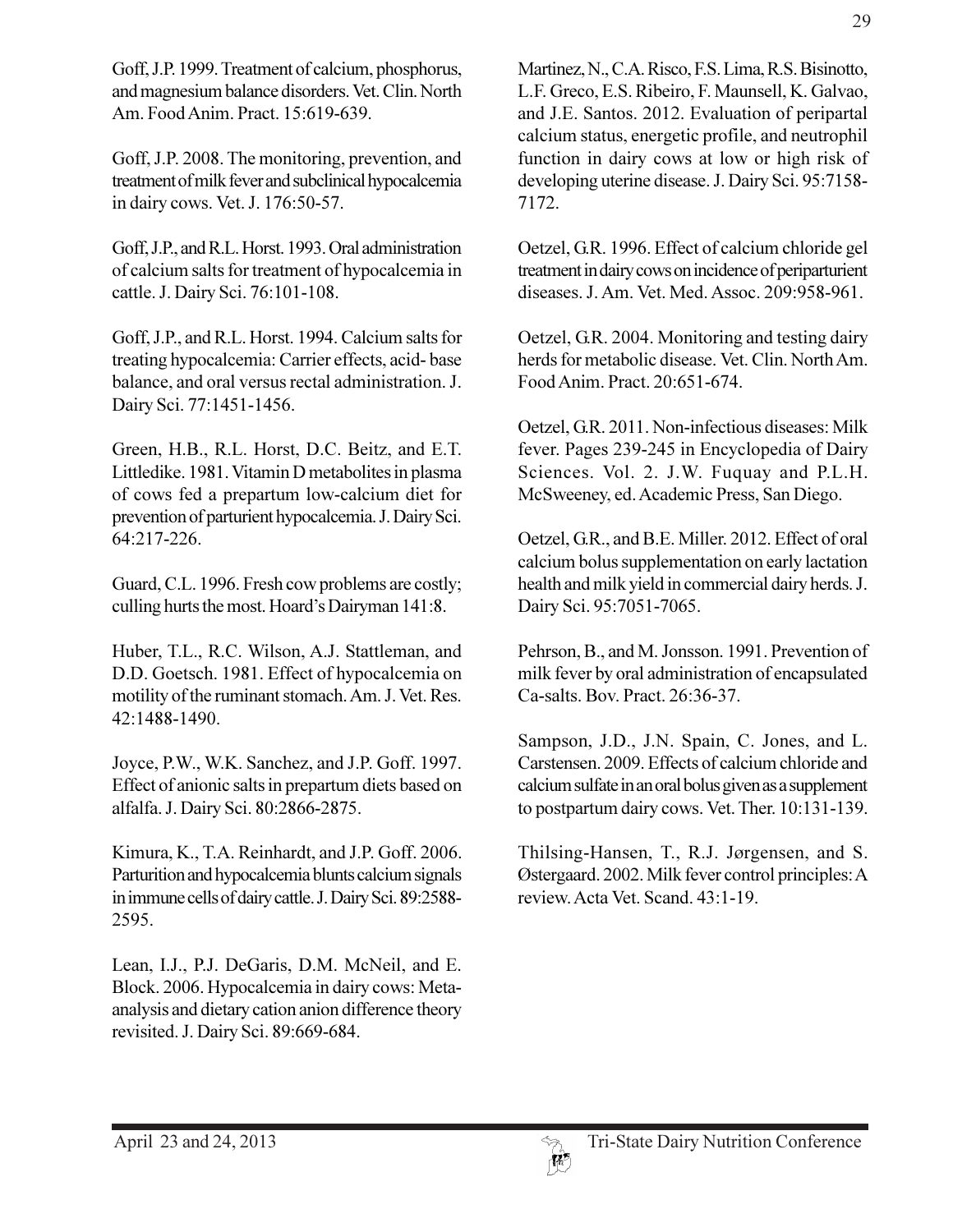Goff, J.P. 1999. Treatment of calcium, phosphorus, and magnesium balance disorders. Vet. Clin. North Am. Food Anim. Pract. 15:619-639.

Goff, J.P. 2008. The monitoring, prevention, and treatment of milk fever and subclinical hypocalcemia in dairy cows. Vet. J. 176:50-57.

Goff, J.P., and R.L. Horst. 1993. Oral administration of calcium salts for treatment of hypocalcemia in cattle. J. Dairy Sci. 76:101-108.

Goff, J.P., and R.L. Horst. 1994. Calcium salts for treating hypocalcemia: Carrier effects, acid- base balance, and oral versus rectal administration. J. Dairy Sci. 77:1451-1456.

Green, H.B., R.L. Horst, D.C. Beitz, and E.T. Littledike. 1981. Vitamin D metabolites in plasma of cows fed a prepartum low-calcium diet for prevention of parturient hypocalcemia. J. Dairy Sci. 64:217-226.

Guard, C.L. 1996. Fresh cow problems are costly; culling hurts the most. Hoard's Dairyman 141:8.

Huber, T.L., R.C. Wilson, A.J. Stattleman, and D.D. Goetsch. 1981. Effect of hypocalcemia on motility of the ruminant stomach. Am. J. Vet. Res. 42:1488-1490.

Joyce, P.W., W.K. Sanchez, and J.P. Goff. 1997. Effect of anionic salts in prepartum diets based on alfalfa. J. Dairy Sci. 80:2866-2875.

Kimura, K., T.A. Reinhardt, and J.P. Goff. 2006. Parturition and hypocalcemia blunts calcium signals in immune cells of dairy cattle. J. Dairy Sci. 89:2588-2595.

Lean, I.J., P.J. DeGaris, D.M. McNeil, and E. Block. 2006. Hypocalcemia in dairy cows: Meta-analysis and dietary cation anion difference theory revisited. J. Dairy Sci. 89:669-684.

Martinez, N., C.A. Risco, F.S. Lima, R.S. Bisinotto, L.F. Greco, E.S. Ribeiro, F. Maunsell, K. Galvao, and J.E. Santos. 2012. Evaluation of peripartal calcium status, energetic profile, and neutrophil function in dairy cows at low or high risk of developing uterine disease. J. Dairy Sci. 95:7158-7172.

Oetzel, G.R. 1996. Effect of calcium chloride gel treatment in dairy cows on incidence of periparturient diseases. J. Am. Vet. Med. Assoc. 209:958-961.

Oetzel, G.R. 2004. Monitoring and testing dairy herds for metabolic disease. Vet. Clin. North Am. Food Anim. Pract. 20:651-674.

Oetzel, G.R. 2011. Non-infectious diseases: Milk fever. Pages 239-245 in Encyclopedia of Dairy Sciences. Vol. 2. J.W. Fuquay and P.L.H. McSweeney, ed. Academic Press, San Diego.

Oetzel, G.R., and B.E. Miller. 2012. Effect of oral calcium bolus supplementation on early lactation health and milk yield in commercial dairy herds. J. Dairy Sci. 95:7051-7065.

Pehrson, B., and M. Jonsson. 1991. Prevention of milk fever by oral administration of encapsulated Ca-salts. Bov. Pract. 26:36-37.

Sampson, J.D., J.N. Spain, C. Jones, and L. Carstensen. 2009. Effects of calcium chloride and calcium sulfate in an oral bolus given as a supplement to postpartum dairy cows. Vet. Ther. 10:131-139.

Thilsing-Hansen, T., R.J. Jørgensen, and S. Østergaard. 2002. Milk fever control principles: A review. Acta Vet. Scand. 43:1-19.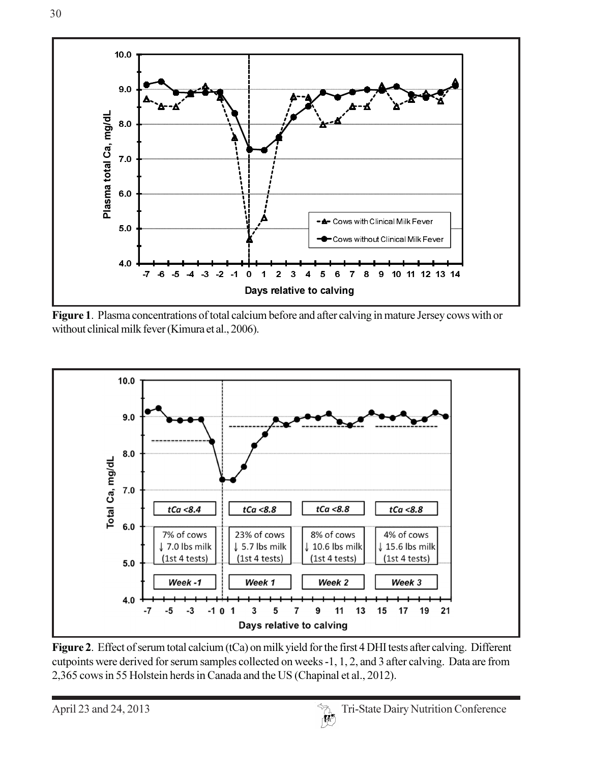**Figure 1**. Plasma concentrations of total calcium before and after calving in mature Jersey cows with or without clinical milk fever (Kimura et al., 2006).

**Figure 2**. Effect of serum total calcium (tCa) on milk yield for the first 4 DHI tests after calving. Different cutpoints were derived for serum samples collected on weeks -1, 1, 2, and 3 after calving. Data are from 2,365 cows in 55 Holstein herds in Canada and the US (Chapinal et al., 2012).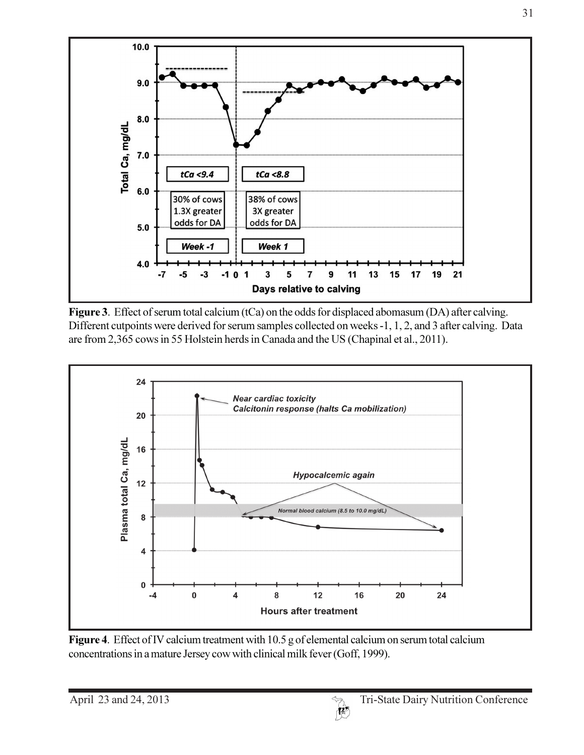**Figure 3**. Effect of serum total calcium (tCa) on the odds for displaced abomasum (DA) after calving. Different cutpoints were derived for serum samples collected on weeks -1, 1, 2, and 3 after calving. Data are from 2,365 cows in 55 Holstein herds in Canada and the US (Chapinal et al., 2011).

**Figure 4**. Effect of IV calcium treatment with 10.5 g of elemental calcium on serum total calcium concentrations in a mature Jersey cow with clinical milk fever (Goff, 1999).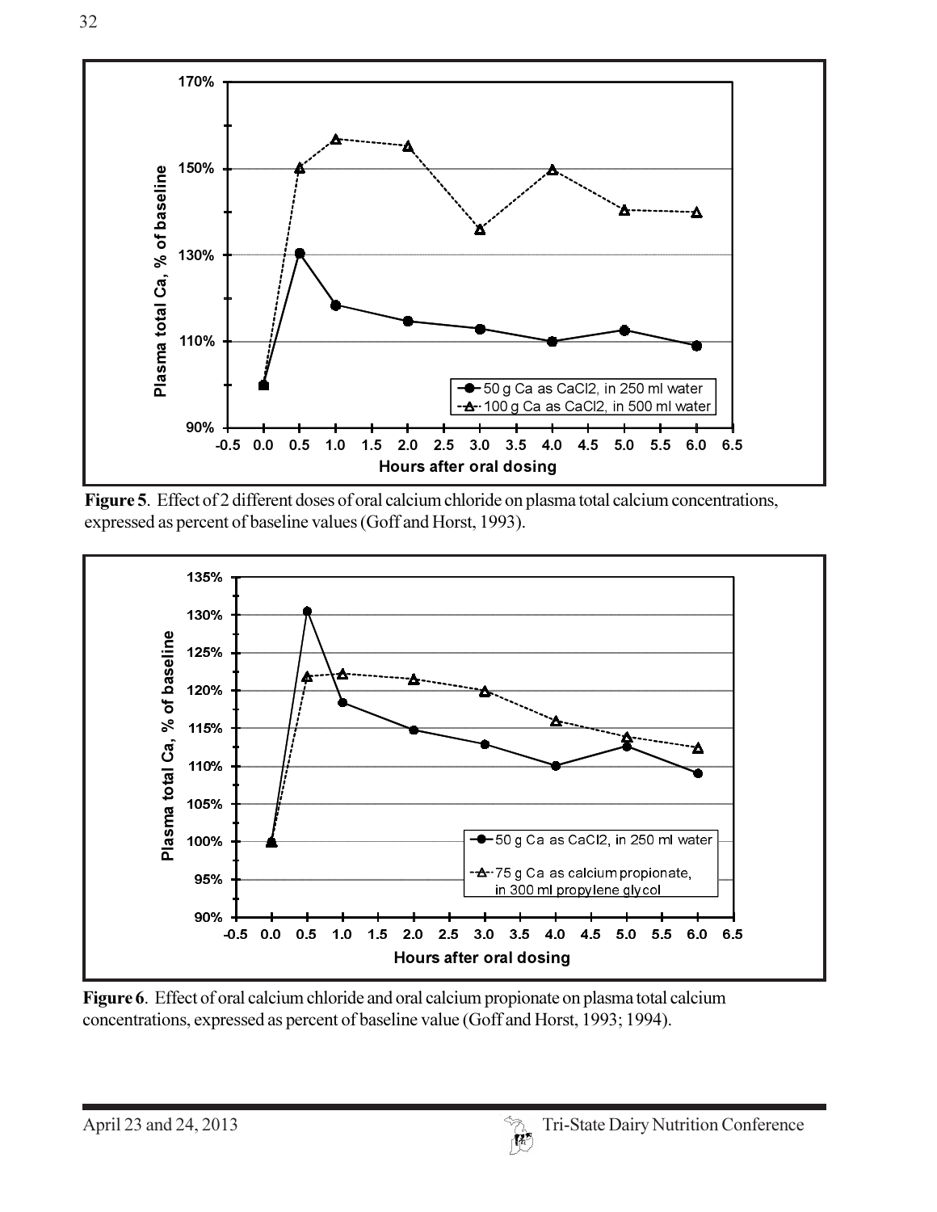**Figure 5**. Effect of 2 different doses of oral calcium chloride on plasma total calcium concentrations, expressed as percent of baseline values (Goff and Horst, 1993).

**Figure 6**. Effect of oral calcium chloride and oral calcium propionate on plasma total calcium concentrations, expressed as percent of baseline value (Goff and Horst, 1993; 1994).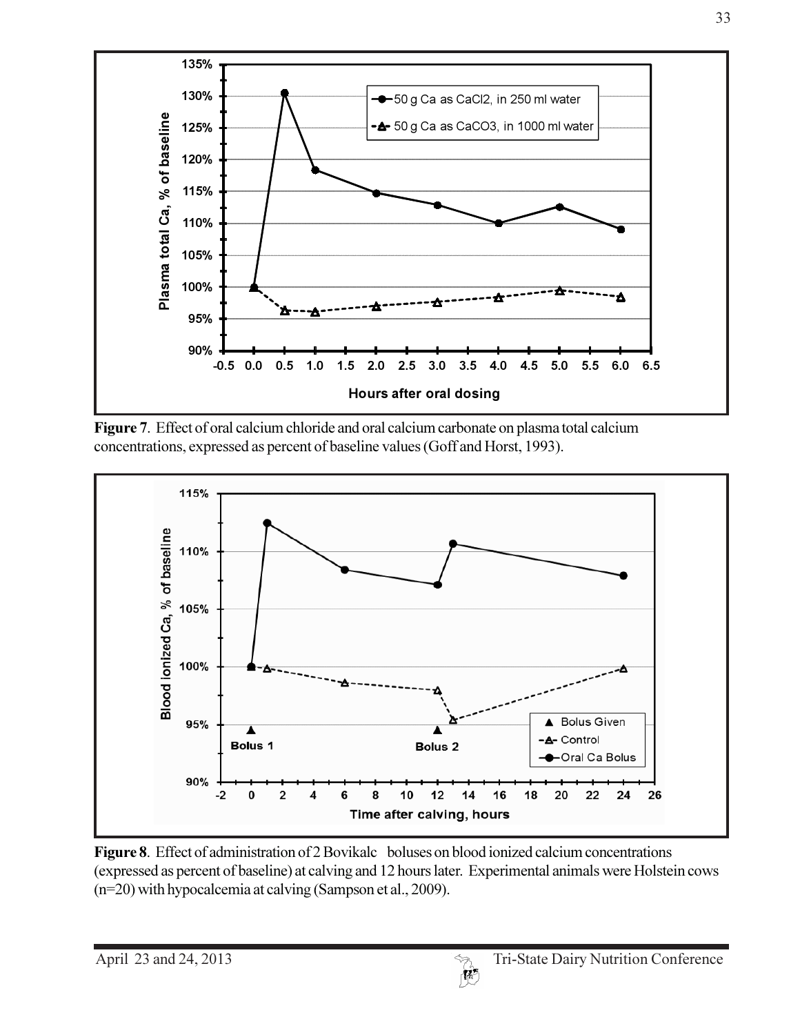**Figure 7**. Effect of oral calcium chloride and oral calcium carbonate on plasma total calcium concentrations, expressed as percent of baseline values (Goff and Horst, 1993).

**Figure 8**. Effect of administration of 2 Bovikalc boluses on blood ionized calcium concentrations (expressed as percent of baseline) at calving and 12 hours later. Experimental animals were Holstein cows (n=20) with hypocalcemia at calving (Sampson et al., 2009).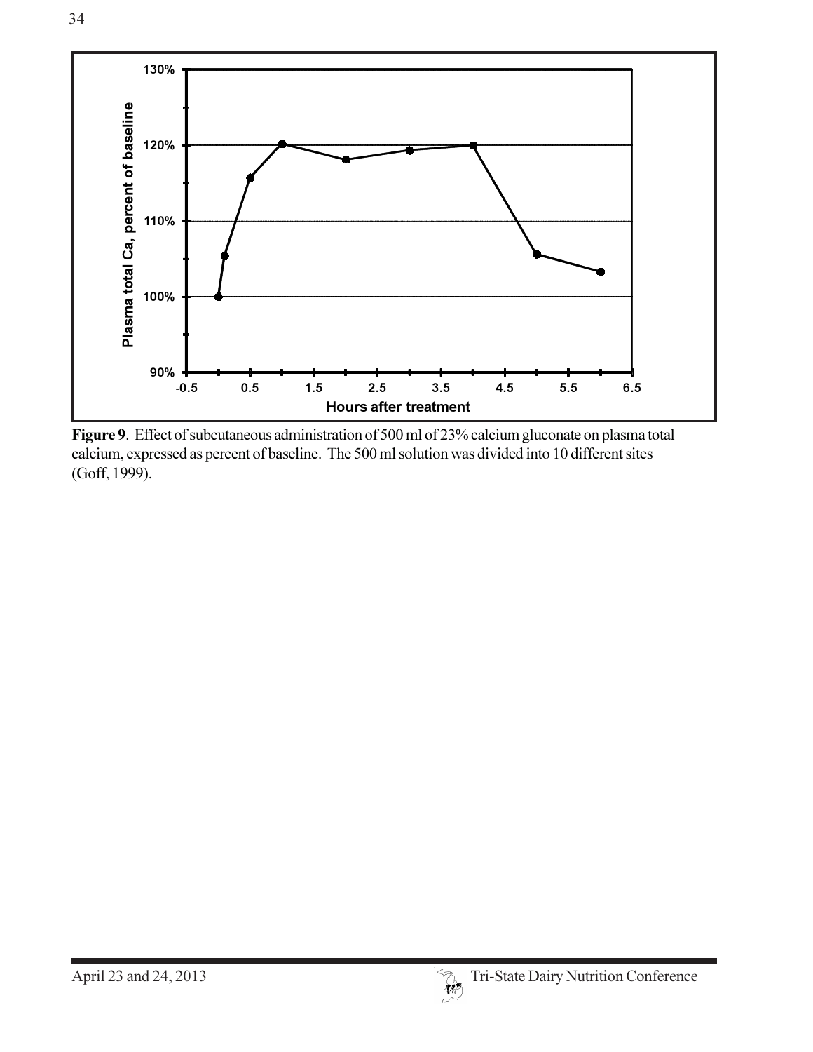130%

120%

110%

100%

90%

Plasma total Ca, percent of baseline

-0.5 0.5 1.5 2.5 3.5 4.5 5.5 6.5

Hours after treatment

**Figure 9**. Effect of subcutaneous administration of 500 ml of 23% calcium gluconate on plasma total calcium, expressed as percent of baseline. The 500 ml solution was divided into 10 different sites (Goff, 1999).